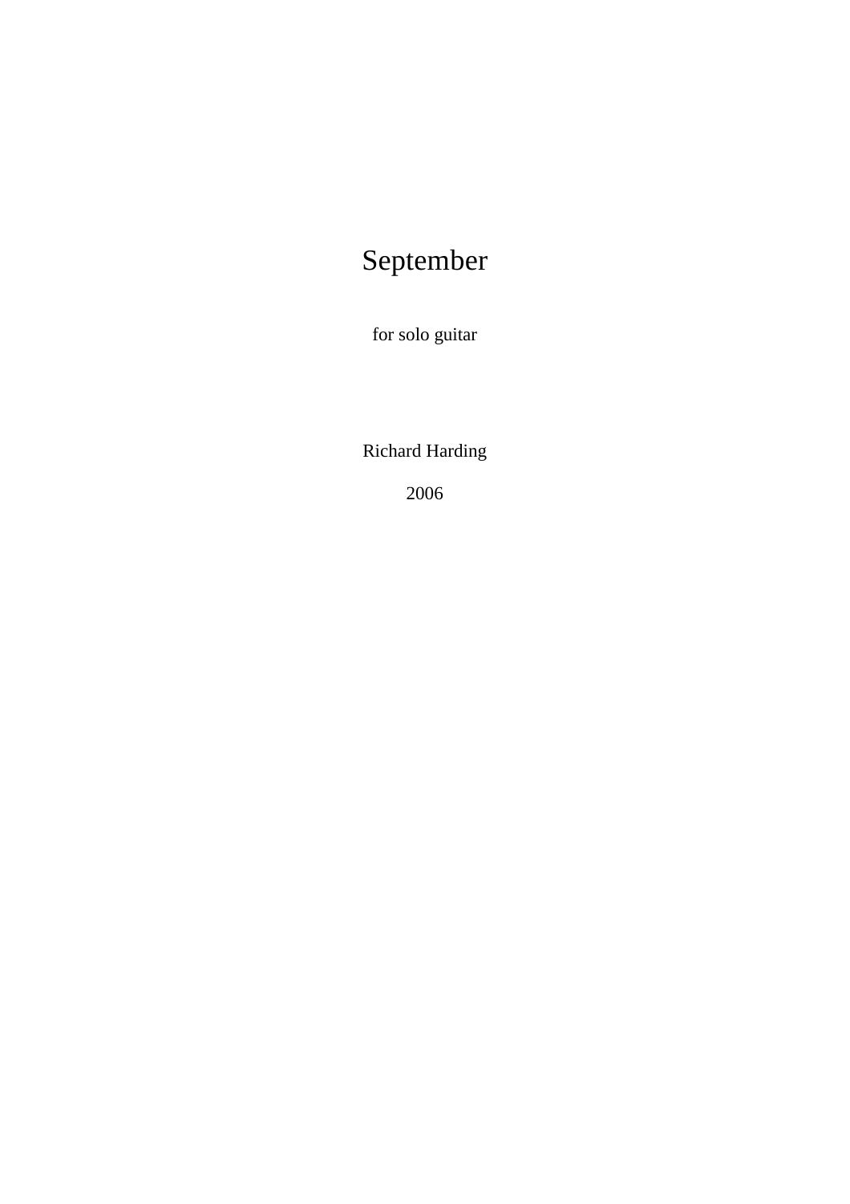# September

for solo guitar

Richard Harding

2006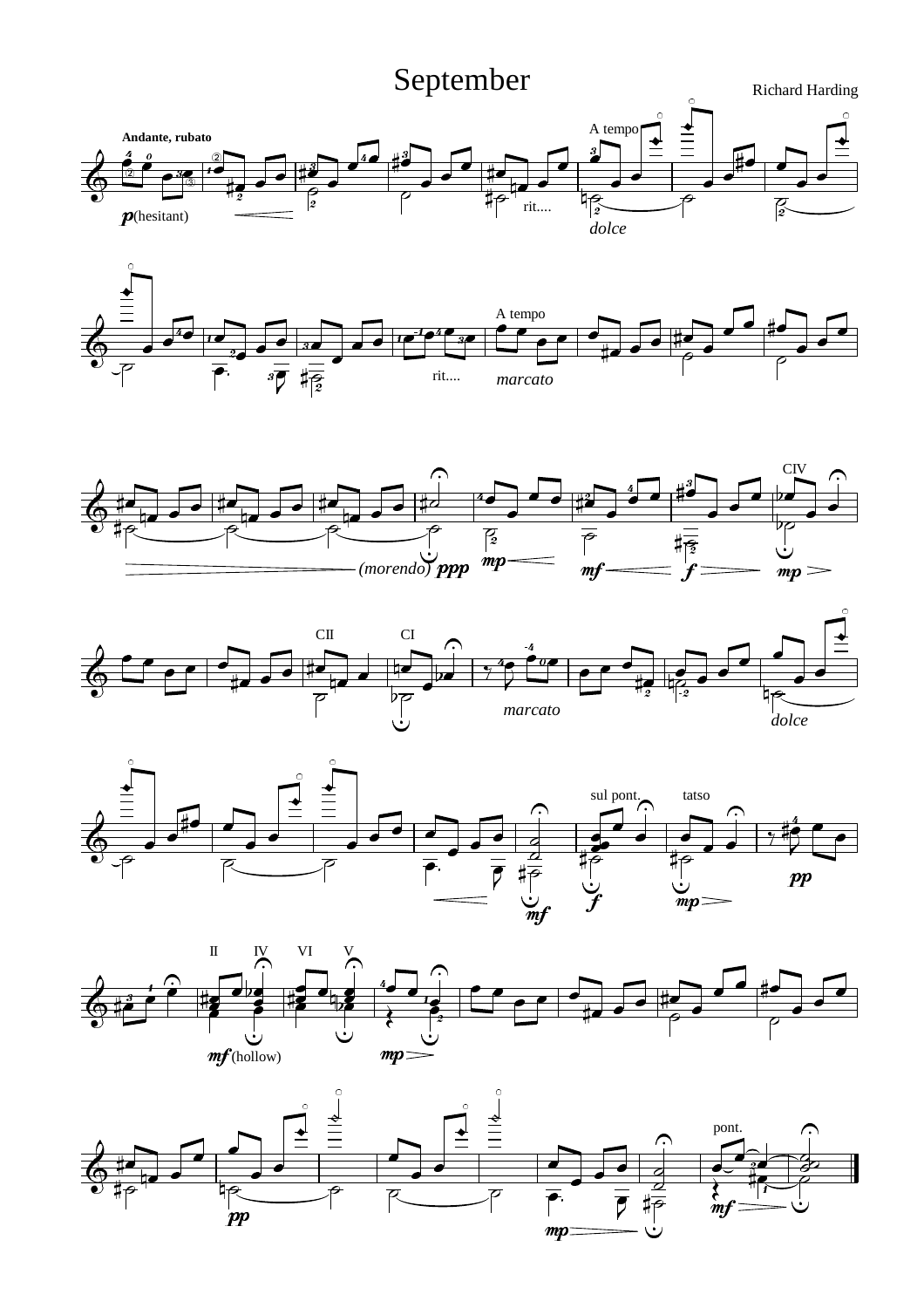# September

Richard Harding

Andante, rubato

*p* (hesitant)

A tempo

rit....

*dolce*

A tempo

rit....

*marcato*

(morendo) *ppp*

*mp*

*mf*

*f*

*mp*

CIV

CII

CI

*marcato*

*dolce*

sul pont.

tatso

*mf*

*f*

*mp*

*pp*

II IV VI V

*mf* (hollow)

*mp*

*pp*

*mp*

pont.

*mf*